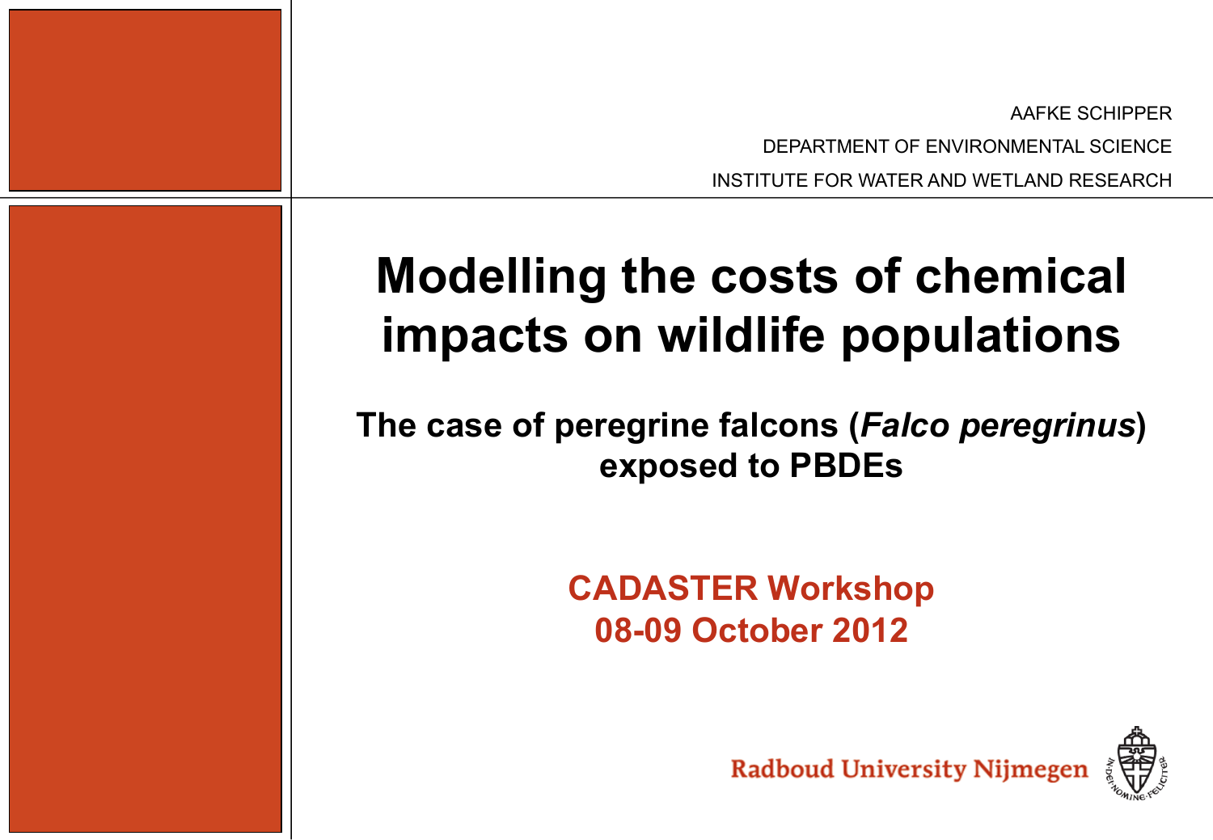AAFKE SCHIPPER

DEPARTMENT OF ENVIRONMENTAL SCIENCE

INSTITUTE FOR WATER AND WETLAND RESEARCH

# Modelling the costs of chemical impacts on wildlife populations

## The case of peregrine falcons (*Falco peregrinus*) exposed to PBDEs

**CADASTER Workshop**
**08-09 October 2012**

Radboud University Nijmegen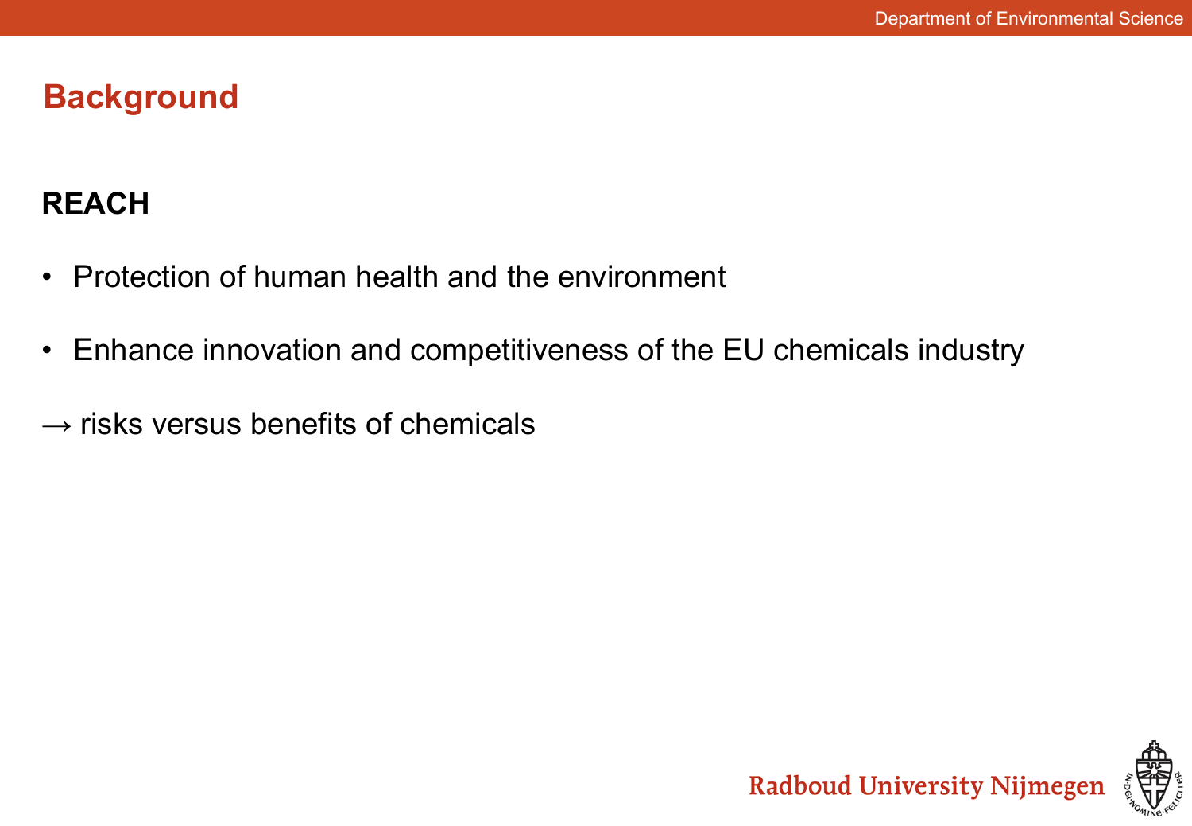## Background

**REACH**

- Protection of human health and the environment
- Enhance innovation and competitiveness of the EU chemicals industry

→ risks versus benefits of chemicals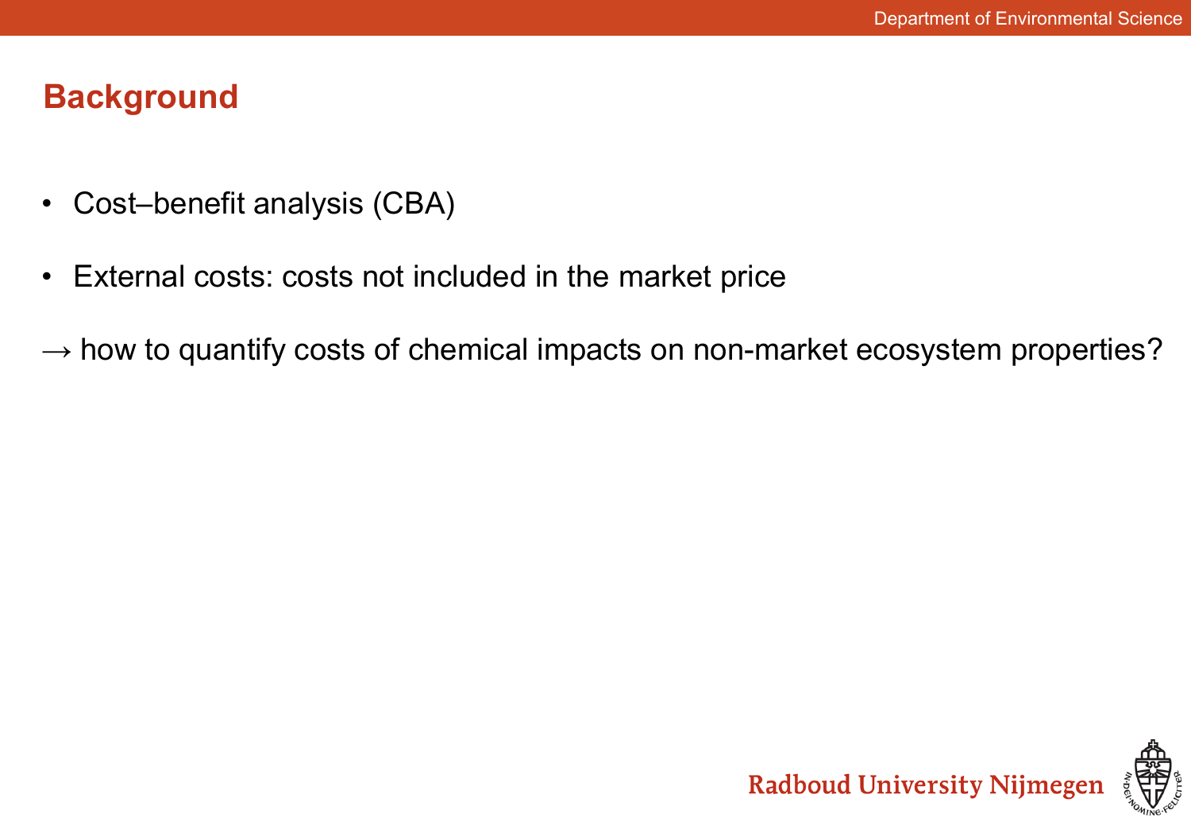## Background

- Cost–benefit analysis (CBA)
- External costs: costs not included in the market price

→ how to quantify costs of chemical impacts on non-market ecosystem properties?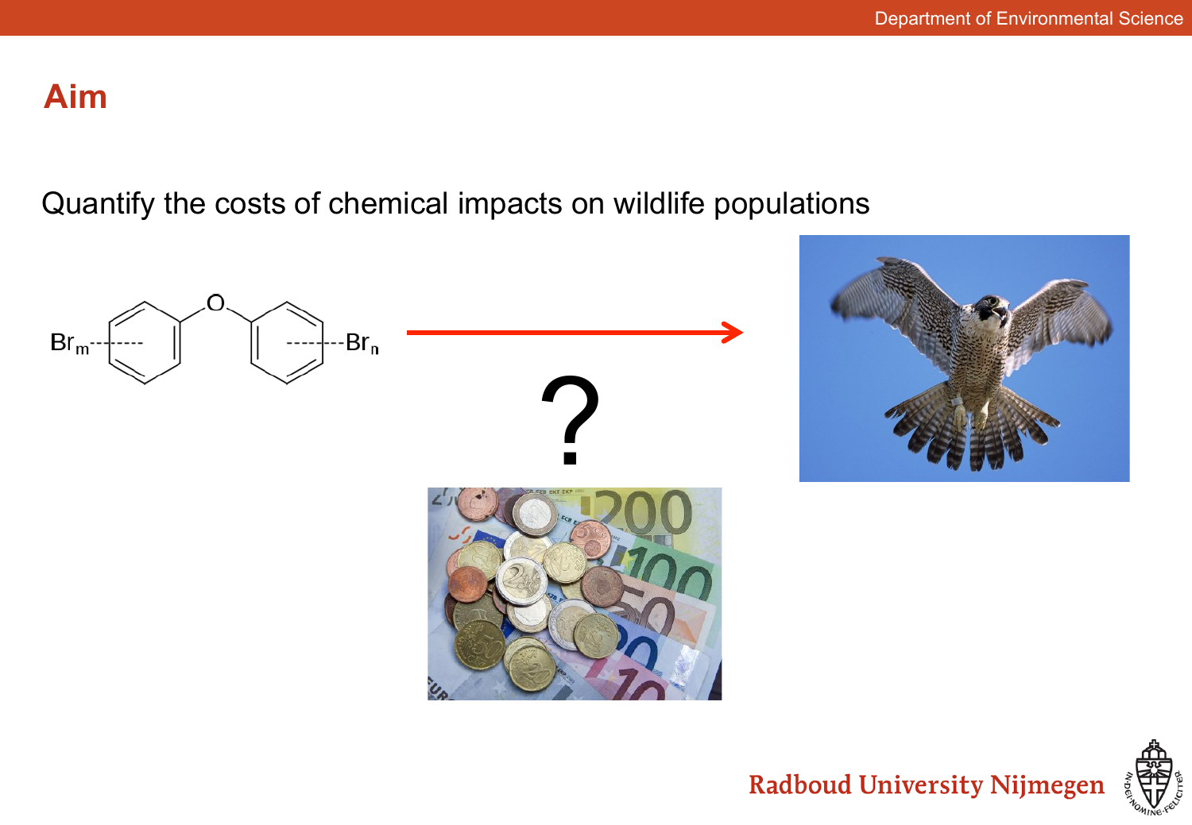# Aim

Quantify the costs of chemical impacts on wildlife populations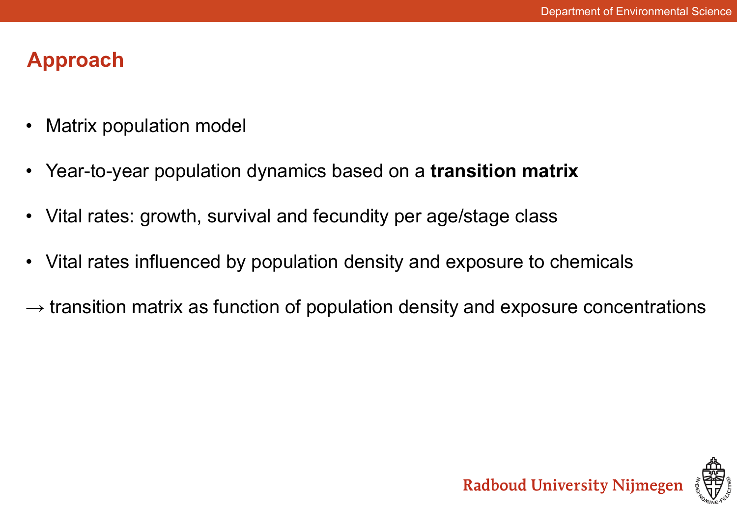## Approach

- Matrix population model
- Year-to-year population dynamics based on a **transition matrix**
- Vital rates: growth, survival and fecundity per age/stage class
- Vital rates influenced by population density and exposure to chemicals

→ transition matrix as function of population density and exposure concentrations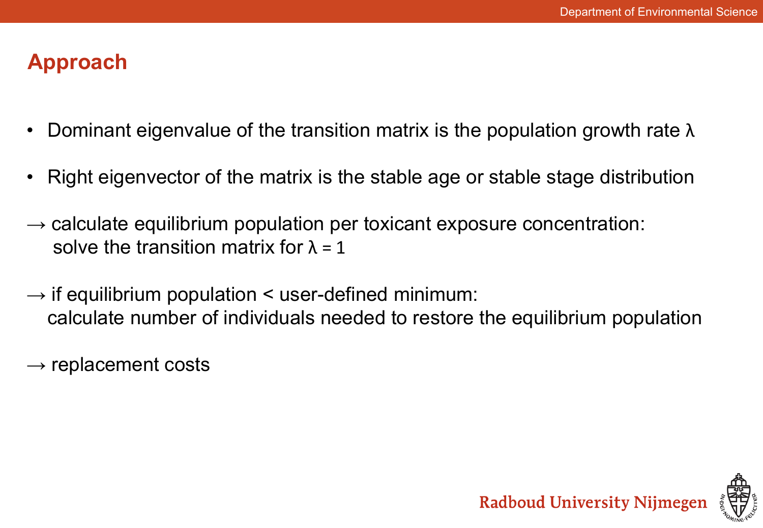## Approach

- Dominant eigenvalue of the transition matrix is the population growth rate $\lambda$
- Right eigenvector of the matrix is the stable age or stable stage distribution

→ calculate equilibrium population per toxicant exposure concentration:
solve the transition matrix for $\lambda = 1$

→ if equilibrium population < user-defined minimum:
calculate number of individuals needed to restore the equilibrium population

→ replacement costs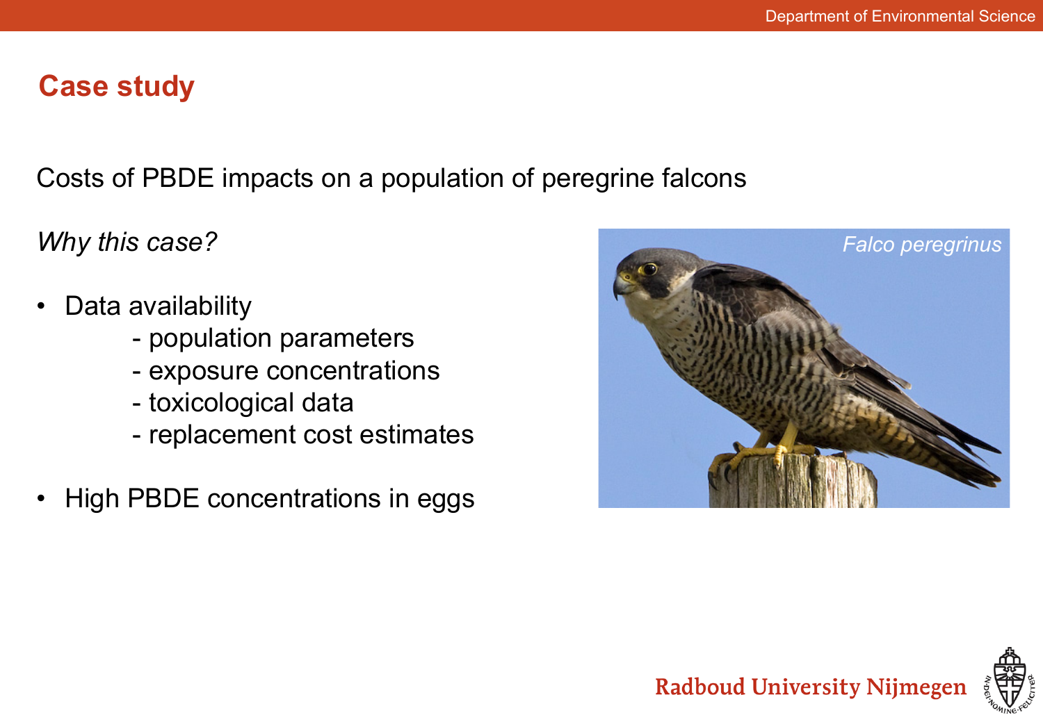# Case study

Costs of PBDE impacts on a population of peregrine falcons

*Why this case?*

- Data availability
    - population parameters
    - exposure concentrations
    - toxicological data
    - replacement cost estimates
- High PBDE concentrations in eggs

*Falco peregrinus*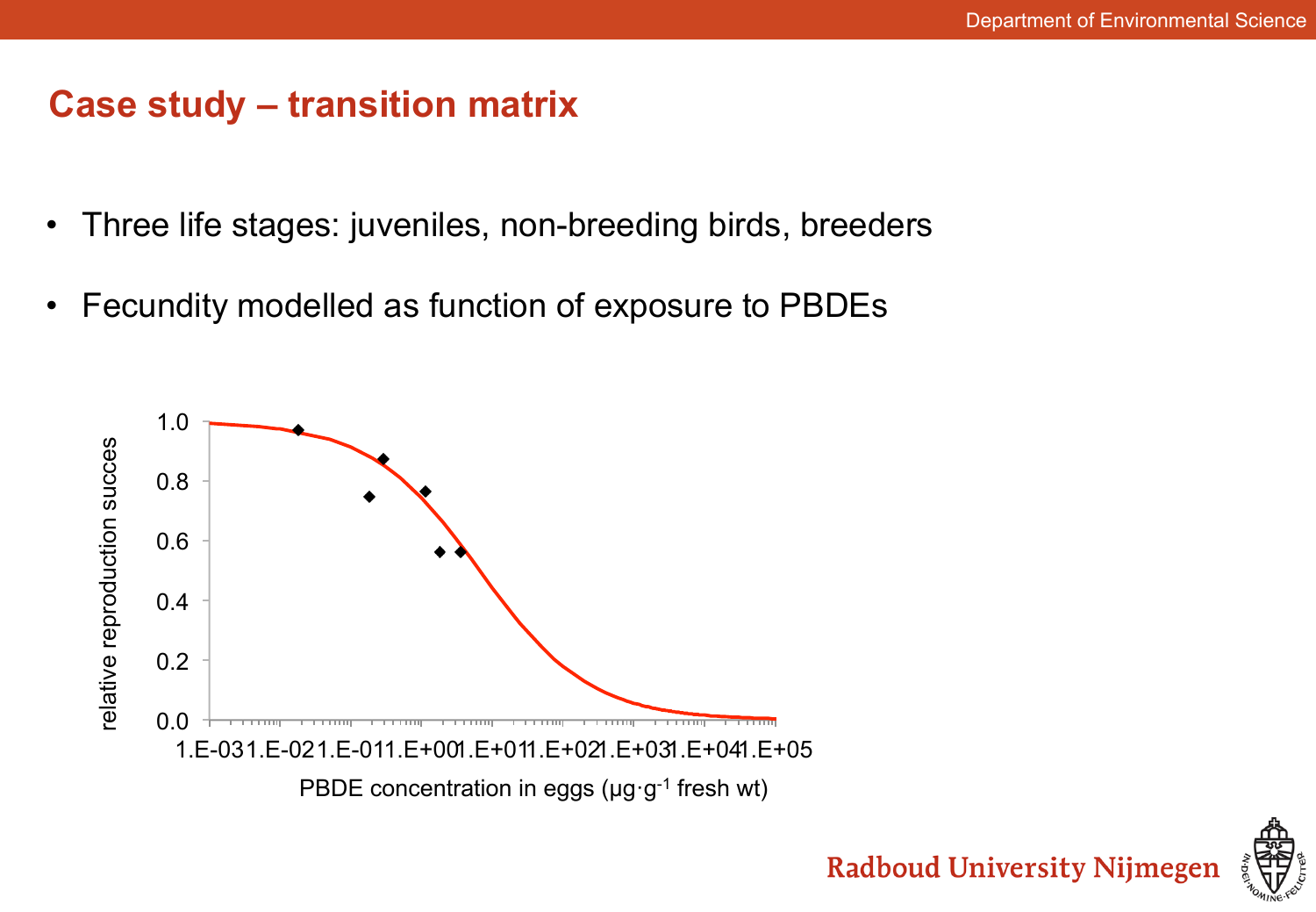# Case study – transition matrix

- Three life stages: juveniles, non-breeding birds, breeders
- Fecundity modelled as function of exposure to PBDEs

relative reproduction succes

1.0
0.8
0.6
0.4
0.2
0.0

1.E-03 1.E-02 1.E-01 1.E+00 1.E+01 1.E+02 1.E+03 1.E+04 1.E+05

PBDE concentration in eggs ($\mu g \cdot g^{-1}$ fresh wt)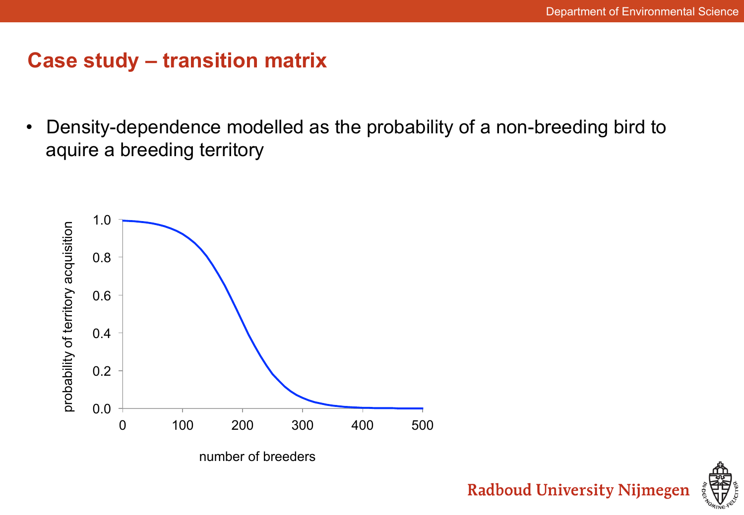# Case study – transition matrix

- Density-dependence modelled as the probability of a non-breeding bird to aquire a breeding territory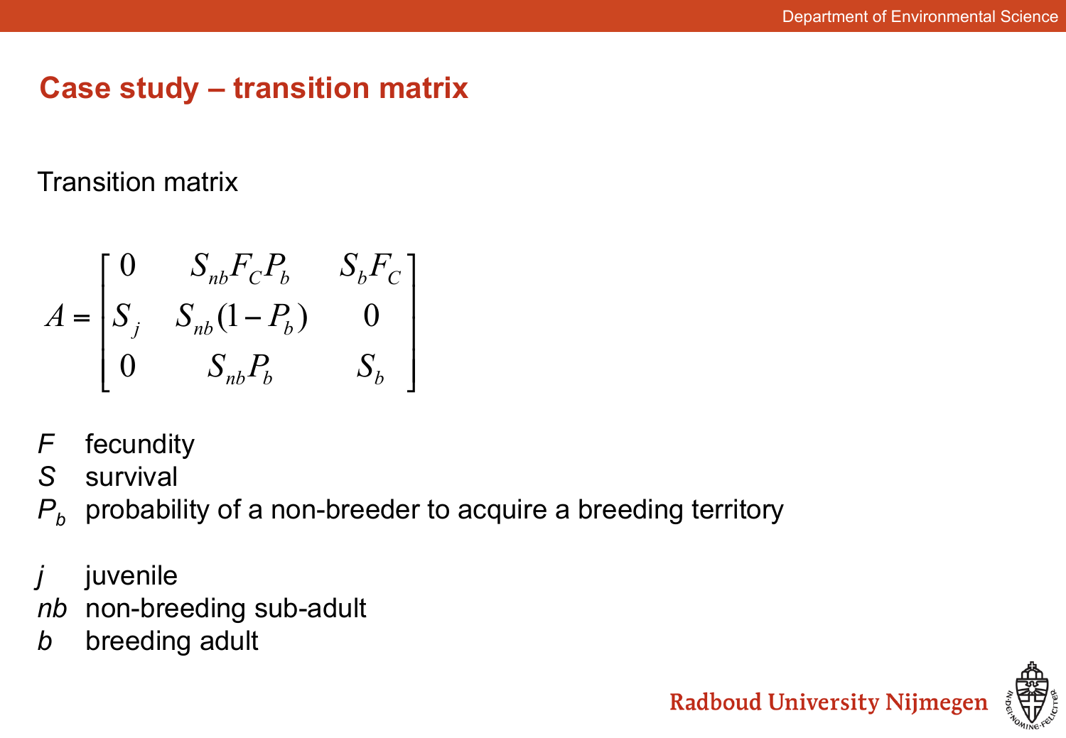# Case study – transition matrix

Transition matrix

$$A = \begin{bmatrix} 0 & S_{nb}F_C P_b & S_b F_C \\ S_j & S_{nb}(1-P_b) & 0 \\ 0 & S_{nb}P_b & S_b \end{bmatrix}$$

*F* fecundity
*S* survival
$P_b$ probability of a non-breeder to acquire a breeding territory

*j* juvenile
*nb* non-breeding sub-adult
*b* breeding adult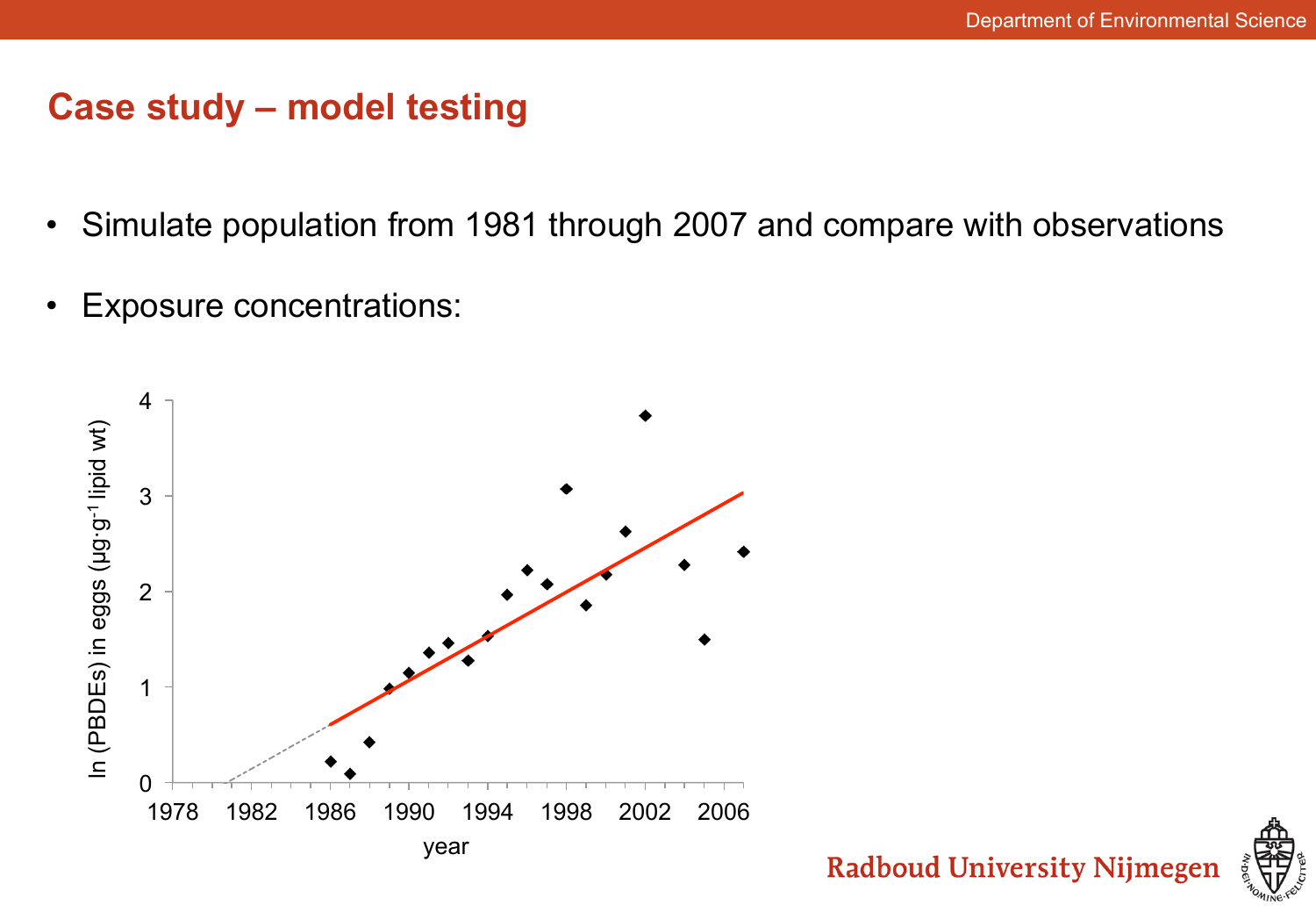# Case study – model testing

- Simulate population from 1981 through 2007 and compare with observations
- Exposure concentrations:

ln (PBDEs) in eggs (μg·g$^{-1}$ lipid wt)

year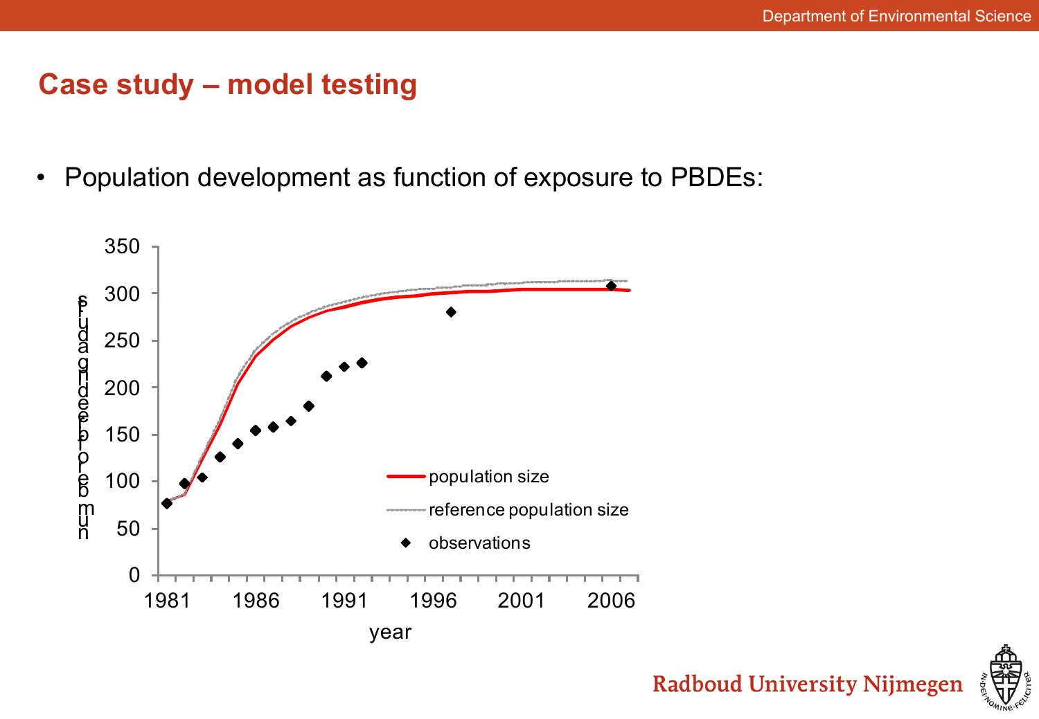## Case study – model testing

- Population development as function of exposure to PBDEs:

number of peregrines

350
300
250
200
150
100
50
0

1981 1986 1991 1996 2001 2006

year

population size

reference population size

observations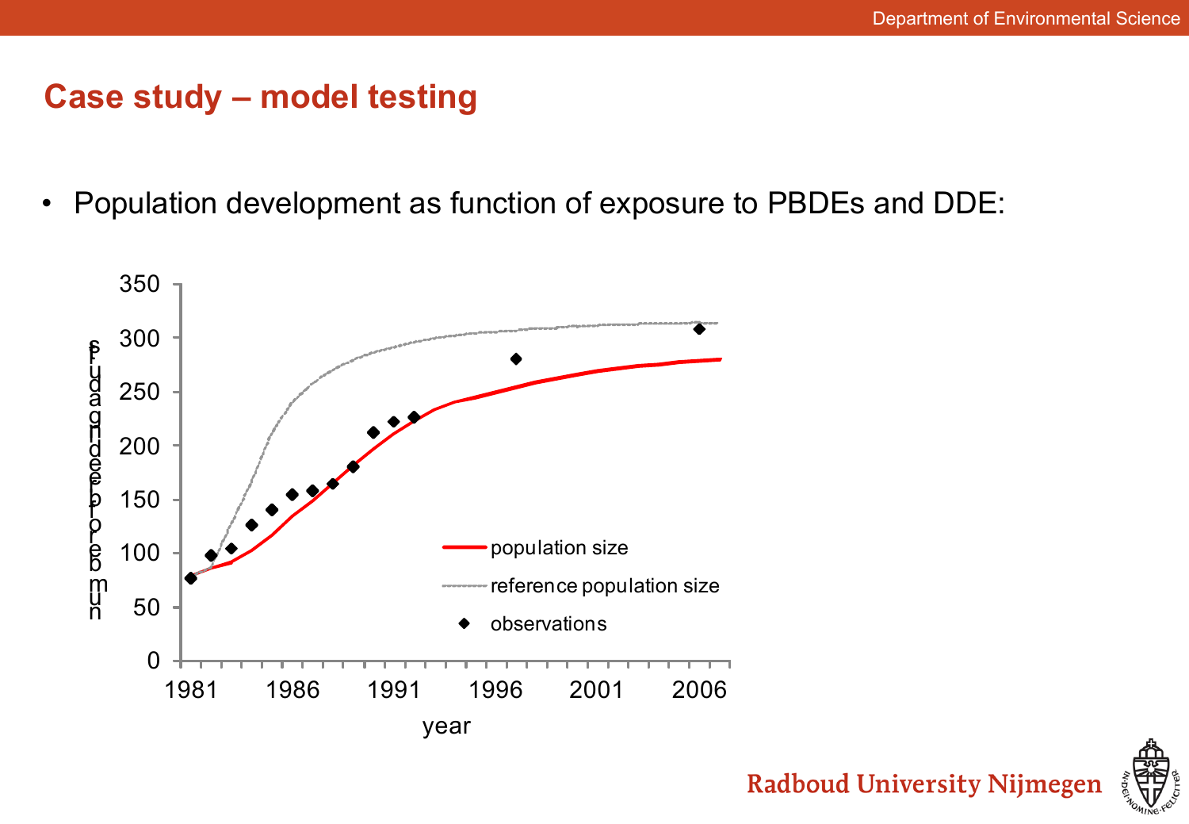# Case study – model testing

- Population development as function of exposure to PBDEs and DDE:

350
300
250
200
150
100
50
0

number of breeding pairs

1981 1986 1991 1996 2001 2006

year

population size

reference population size

observations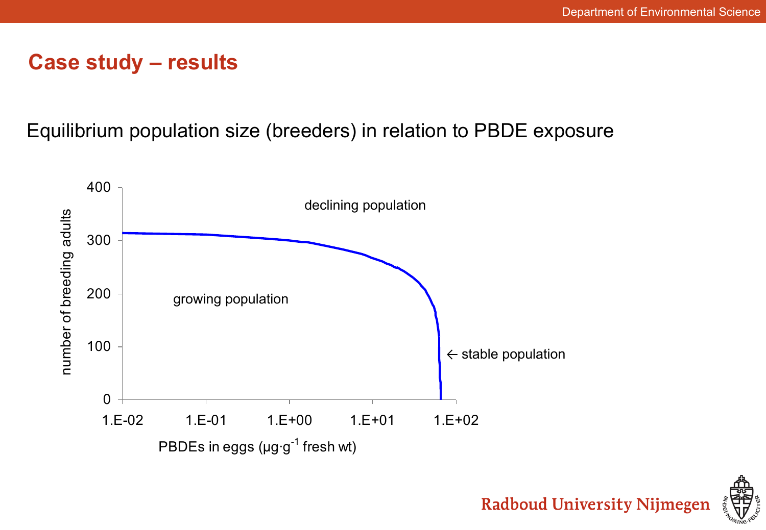# Case study – results

Equilibrium population size (breeders) in relation to PBDE exposure

number of breeding adults

400

300

200

100

0

1.E-02 1.E-01 1.E+00 1.E+01 1.E+02

PBDEs in eggs (μg·g$^{-1}$ fresh wt)

declining population

growing population

← stable population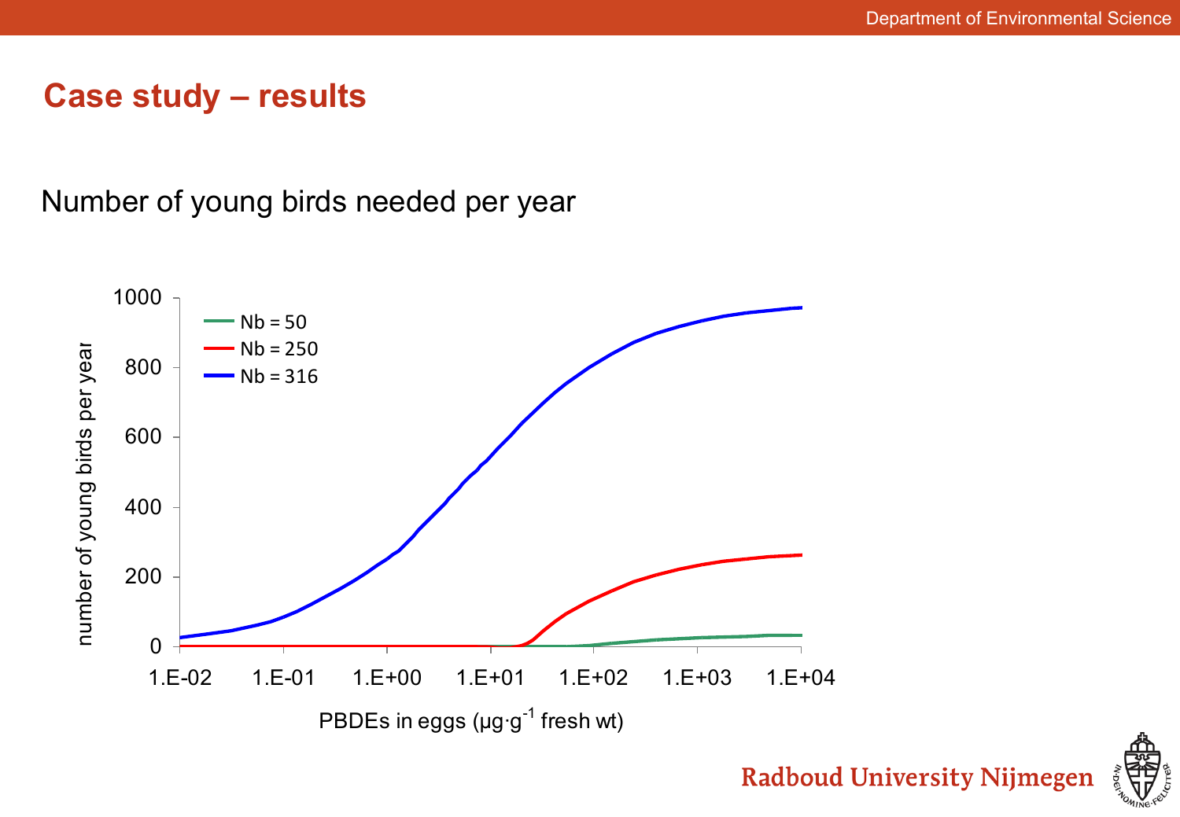# Case study – results

Number of young birds needed per year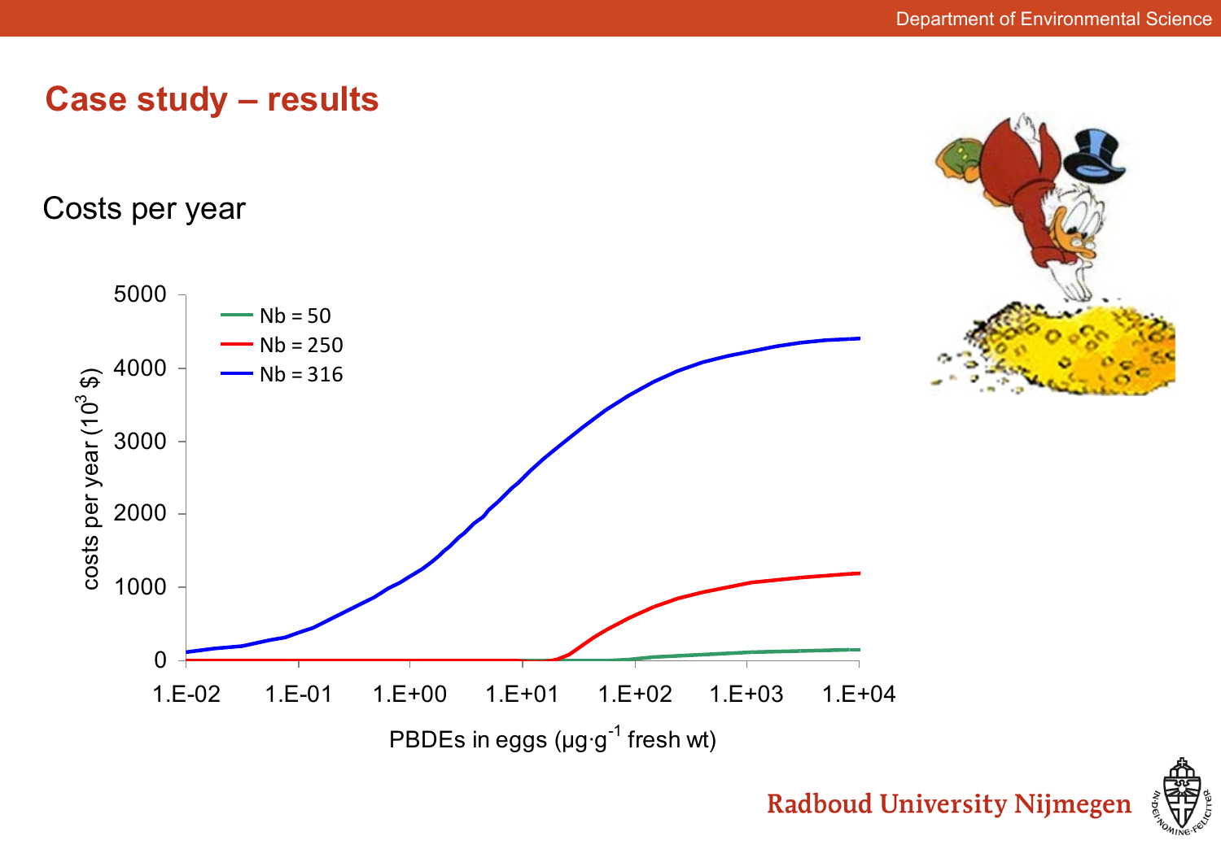## Case study – results

Costs per year

| Series | Legend |
|---|---|
| Nb = 50 | green |
| Nb = 250 | red |
| Nb = 316 | blue |

costs per year ($10^3$ \$)

PBDEs in eggs ($\mu g \cdot g^{-1}$ fresh wt)

X-axis: 1.E-02, 1.E-01, 1.E+00, 1.E+01, 1.E+02, 1.E+03, 1.E+04

Y-axis: 0, 1000, 2000, 3000, 4000, 5000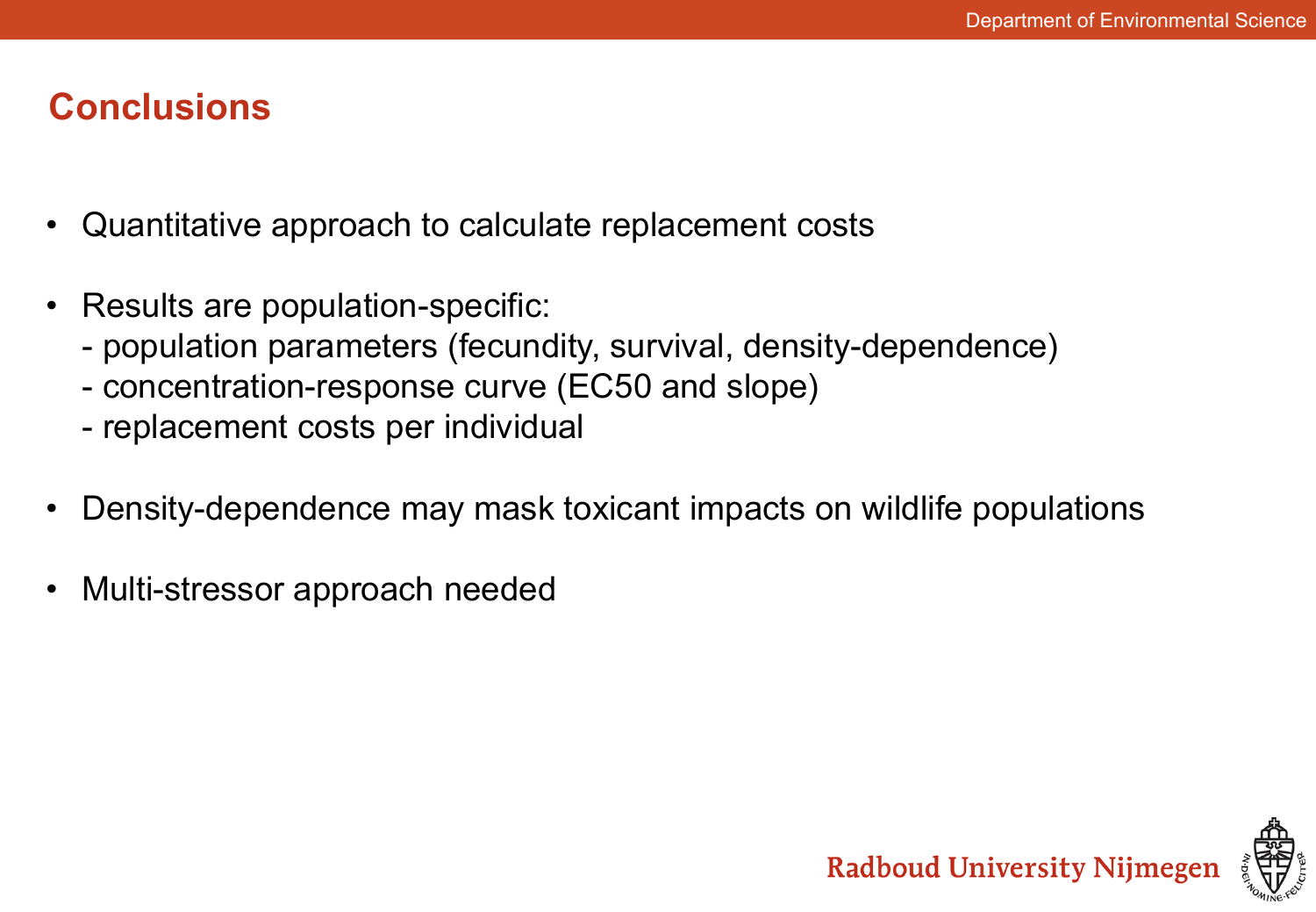## Conclusions

- Quantitative approach to calculate replacement costs
- Results are population-specific:
  - population parameters (fecundity, survival, density-dependence)
  - concentration-response curve (EC50 and slope)
  - replacement costs per individual
- Density-dependence may mask toxicant impacts on wildlife populations
- Multi-stressor approach needed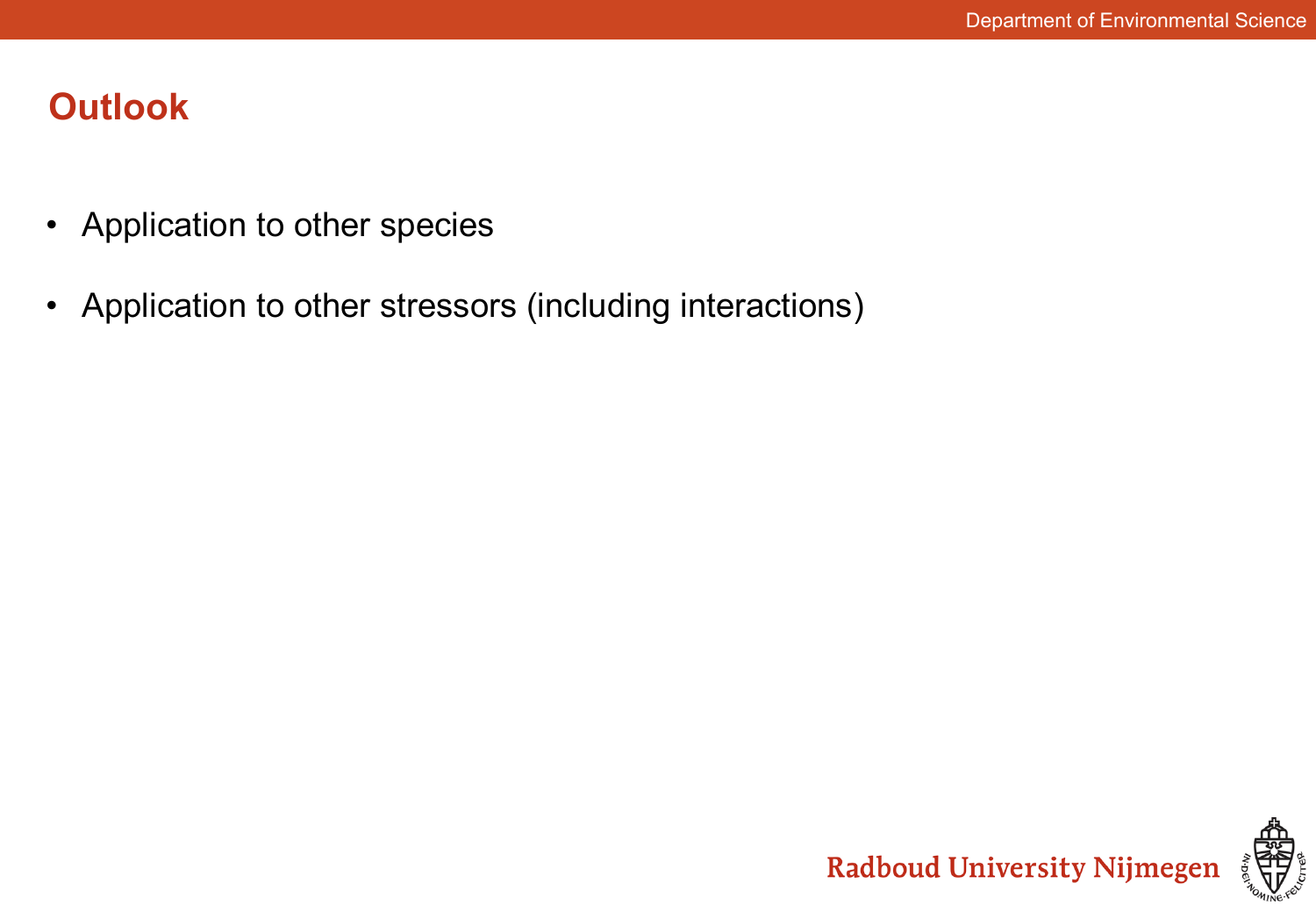## Outlook

- Application to other species
- Application to other stressors (including interactions)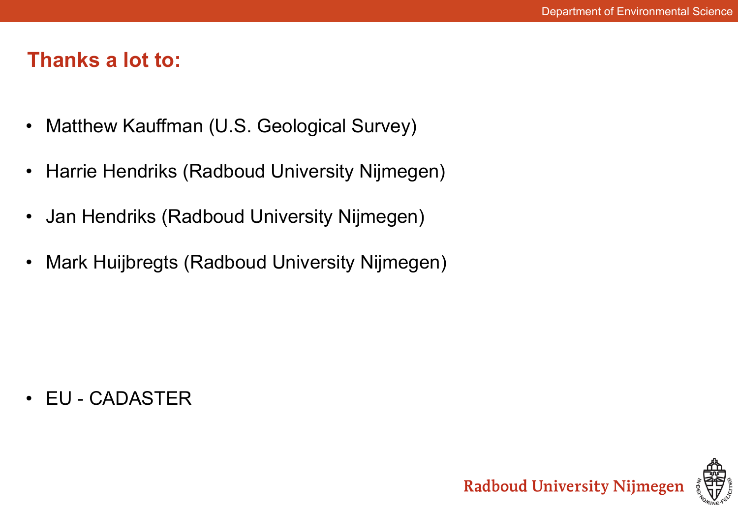## Thanks a lot to:

- Matthew Kauffman (U.S. Geological Survey)
- Harrie Hendriks (Radboud University Nijmegen)
- Jan Hendriks (Radboud University Nijmegen)
- Mark Huijbregts (Radboud University Nijmegen)

- EU - CADASTER